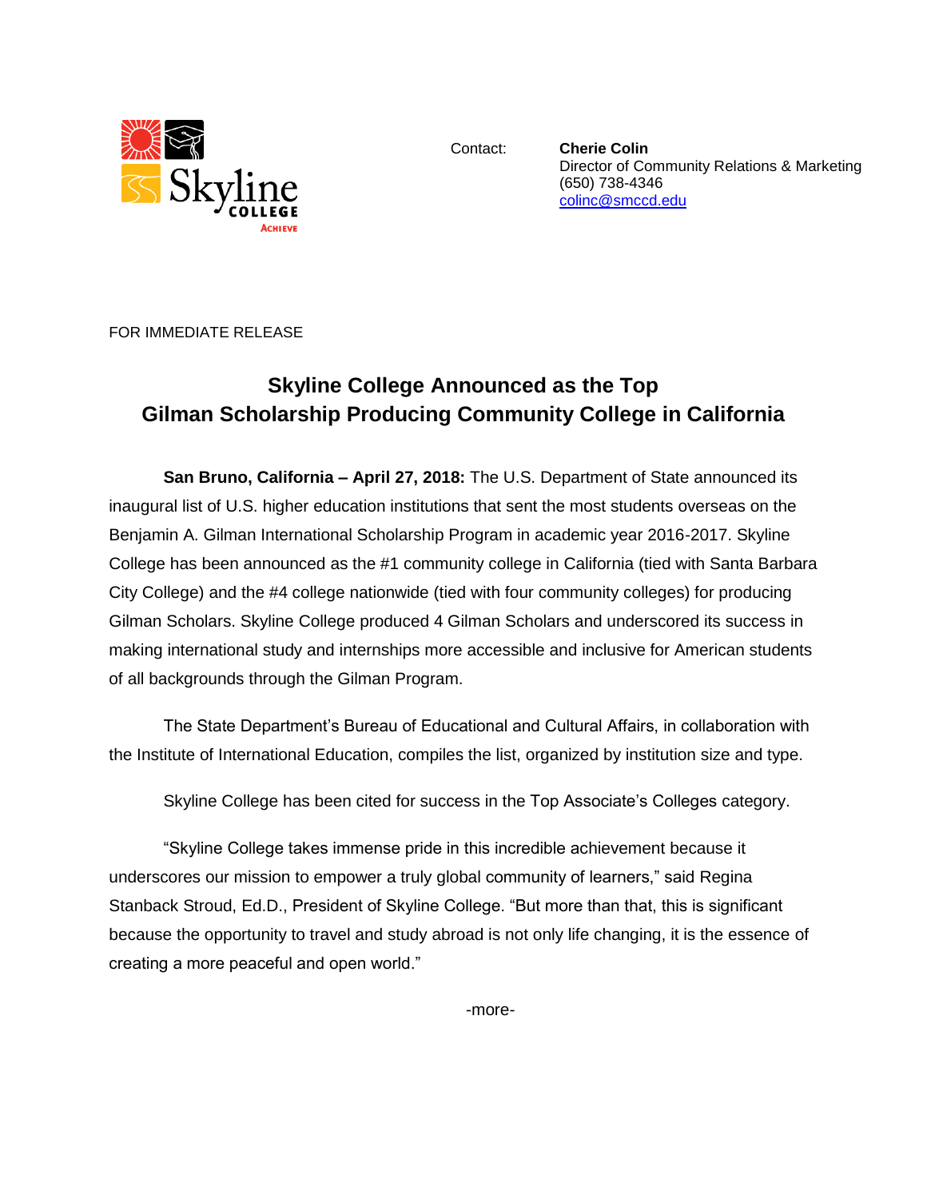Skyline College
ACHIEVE

Contact: **Cherie Colin**
Director of Community Relations & Marketing
(650) 738-4346
colinc@smccd.edu

FOR IMMEDIATE RELEASE

# Skyline College Announced as the Top Gilman Scholarship Producing Community College in California

**San Bruno, California – April 27, 2018:** The U.S. Department of State announced its inaugural list of U.S. higher education institutions that sent the most students overseas on the Benjamin A. Gilman International Scholarship Program in academic year 2016-2017. Skyline College has been announced as the #1 community college in California (tied with Santa Barbara City College) and the #4 college nationwide (tied with four community colleges) for producing Gilman Scholars. Skyline College produced 4 Gilman Scholars and underscored its success in making international study and internships more accessible and inclusive for American students of all backgrounds through the Gilman Program.

The State Department's Bureau of Educational and Cultural Affairs, in collaboration with the Institute of International Education, compiles the list, organized by institution size and type.

Skyline College has been cited for success in the Top Associate's Colleges category.

"Skyline College takes immense pride in this incredible achievement because it underscores our mission to empower a truly global community of learners," said Regina Stanback Stroud, Ed.D., President of Skyline College. "But more than that, this is significant because the opportunity to travel and study abroad is not only life changing, it is the essence of creating a more peaceful and open world."

-more-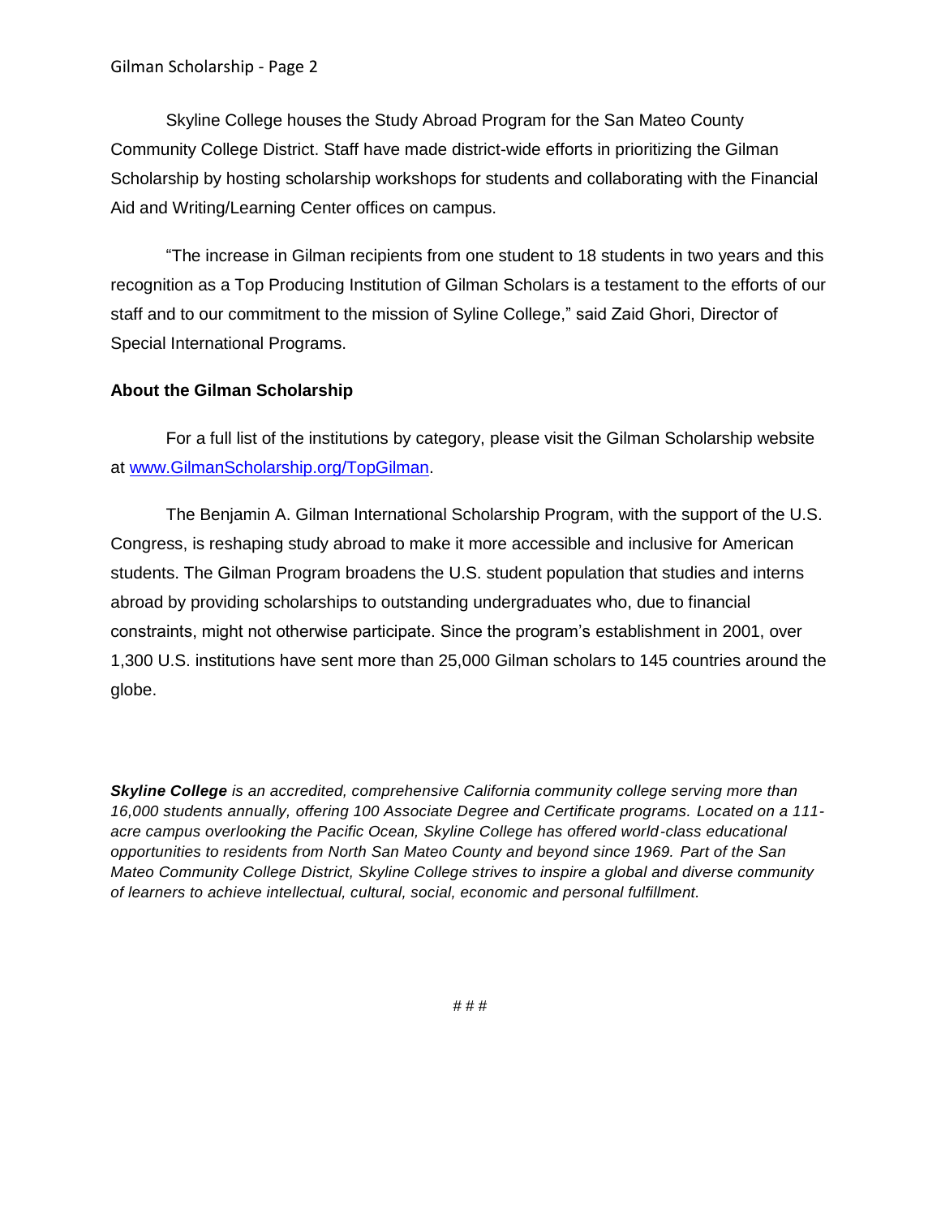Skyline College houses the Study Abroad Program for the San Mateo County Community College District. Staff have made district-wide efforts in prioritizing the Gilman Scholarship by hosting scholarship workshops for students and collaborating with the Financial Aid and Writing/Learning Center offices on campus.

"The increase in Gilman recipients from one student to 18 students in two years and this recognition as a Top Producing Institution of Gilman Scholars is a testament to the efforts of our staff and to our commitment to the mission of Syline College," said Zaid Ghori, Director of Special International Programs.

**About the Gilman Scholarship**

For a full list of the institutions by category, please visit the Gilman Scholarship website at [www.GilmanScholarship.org/TopGilman](www.GilmanScholarship.org/TopGilman).

The Benjamin A. Gilman International Scholarship Program, with the support of the U.S. Congress, is reshaping study abroad to make it more accessible and inclusive for American students. The Gilman Program broadens the U.S. student population that studies and interns abroad by providing scholarships to outstanding undergraduates who, due to financial constraints, might not otherwise participate. Since the program's establishment in 2001, over 1,300 U.S. institutions have sent more than 25,000 Gilman scholars to 145 countries around the globe.

***Skyline College*** *is an accredited, comprehensive California community college serving more than 16,000 students annually, offering 100 Associate Degree and Certificate programs. Located on a 111-acre campus overlooking the Pacific Ocean, Skyline College has offered world-class educational opportunities to residents from North San Mateo County and beyond since 1969. Part of the San Mateo Community College District, Skyline College strives to inspire a global and diverse community of learners to achieve intellectual, cultural, social, economic and personal fulfillment.*

# # #